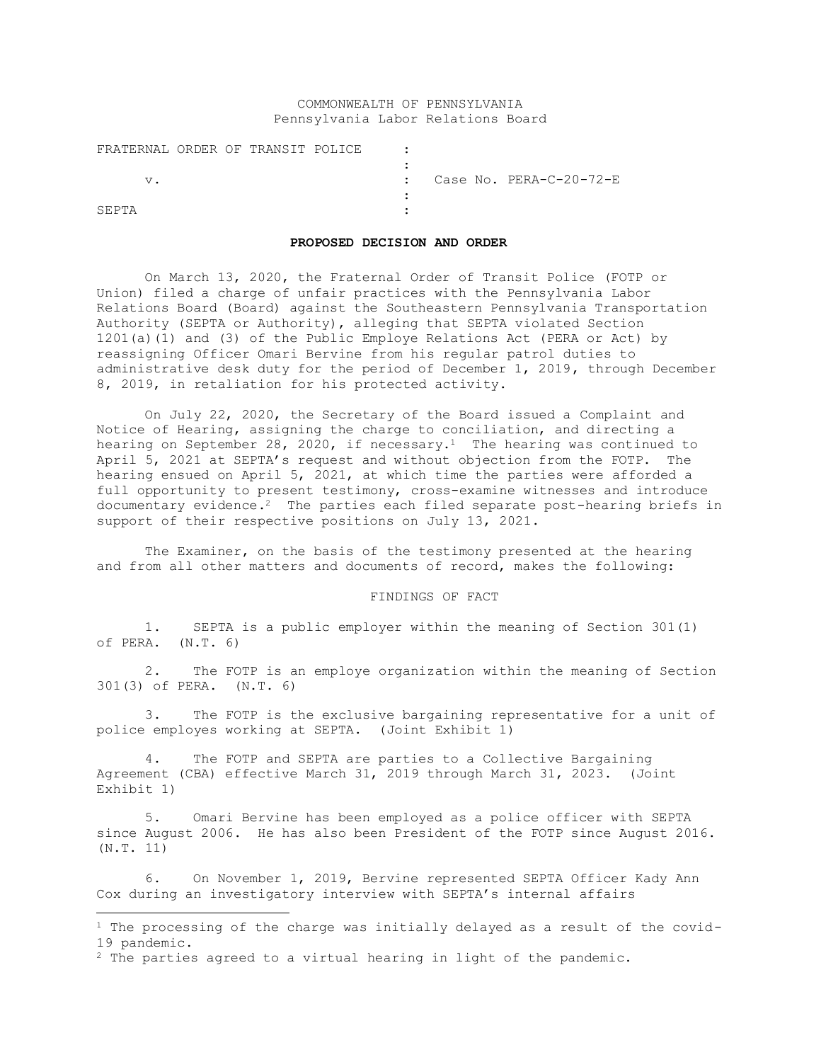COMMONWEALTH OF PENNSYLVANIA
Pennsylvania Labor Relations Board

| | | |
|---|---|---|
| FRATERNAL ORDER OF TRANSIT POLICE | : | |
| v. | : | Case No. PERA-C-20-72-E |
| SEPTA | : | |

**PROPOSED DECISION AND ORDER**

On March 13, 2020, the Fraternal Order of Transit Police (FOTP or Union) filed a charge of unfair practices with the Pennsylvania Labor Relations Board (Board) against the Southeastern Pennsylvania Transportation Authority (SEPTA or Authority), alleging that SEPTA violated Section 1201(a)(1) and (3) of the Public Employe Relations Act (PERA or Act) by reassigning Officer Omari Bervine from his regular patrol duties to administrative desk duty for the period of December 1, 2019, through December 8, 2019, in retaliation for his protected activity.

On July 22, 2020, the Secretary of the Board issued a Complaint and Notice of Hearing, assigning the charge to conciliation, and directing a hearing on September 28, 2020, if necessary.[1] The hearing was continued to April 5, 2021 at SEPTA's request and without objection from the FOTP. The hearing ensued on April 5, 2021, at which time the parties were afforded a full opportunity to present testimony, cross-examine witnesses and introduce documentary evidence.[2] The parties each filed separate post-hearing briefs in support of their respective positions on July 13, 2021.

The Examiner, on the basis of the testimony presented at the hearing and from all other matters and documents of record, makes the following:

FINDINGS OF FACT

1. SEPTA is a public employer within the meaning of Section 301(1) of PERA. (N.T. 6)

2. The FOTP is an employe organization within the meaning of Section 301(3) of PERA. (N.T. 6)

3. The FOTP is the exclusive bargaining representative for a unit of police employes working at SEPTA. (Joint Exhibit 1)

4. The FOTP and SEPTA are parties to a Collective Bargaining Agreement (CBA) effective March 31, 2019 through March 31, 2023. (Joint Exhibit 1)

5. Omari Bervine has been employed as a police officer with SEPTA since August 2006. He has also been President of the FOTP since August 2016. (N.T. 11)

6. On November 1, 2019, Bervine represented SEPTA Officer Kady Ann Cox during an investigatory interview with SEPTA's internal affairs

---

[1] The processing of the charge was initially delayed as a result of the covid-19 pandemic.

[2] The parties agreed to a virtual hearing in light of the pandemic.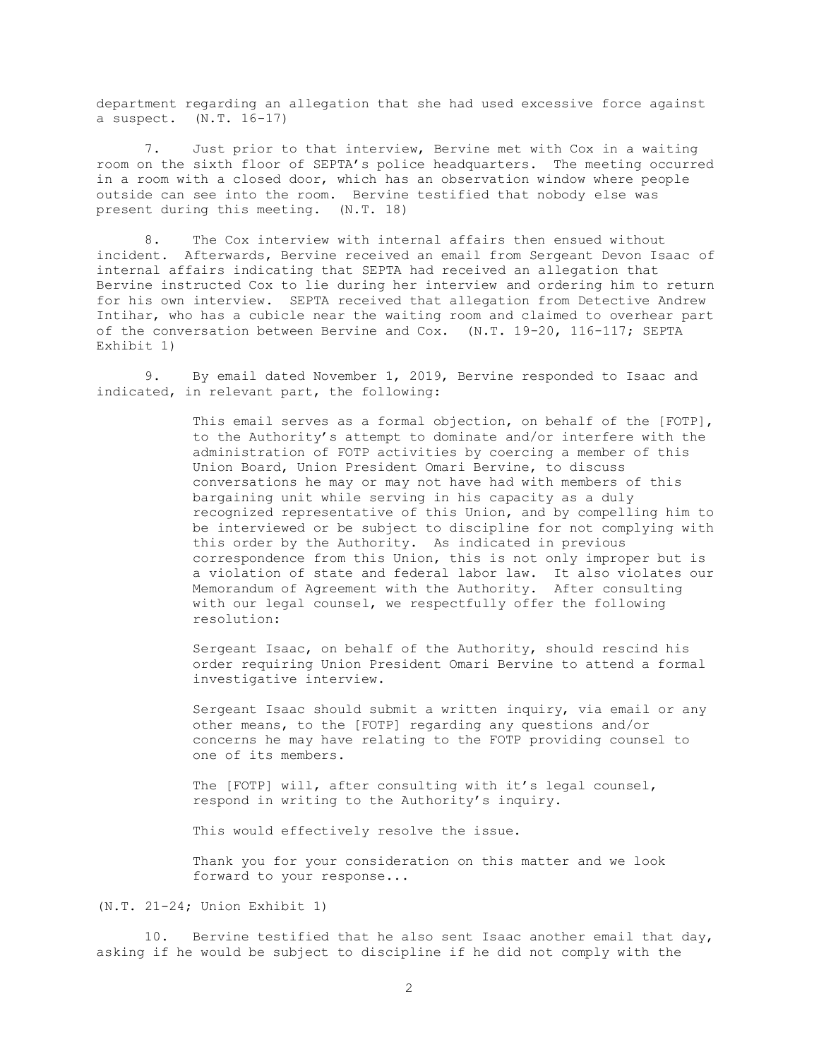department regarding an allegation that she had used excessive force against a suspect. (N.T. 16-17)

7. Just prior to that interview, Bervine met with Cox in a waiting room on the sixth floor of SEPTA's police headquarters. The meeting occurred in a room with a closed door, which has an observation window where people outside can see into the room. Bervine testified that nobody else was present during this meeting. (N.T. 18)

8. The Cox interview with internal affairs then ensued without incident. Afterwards, Bervine received an email from Sergeant Devon Isaac of internal affairs indicating that SEPTA had received an allegation that Bervine instructed Cox to lie during her interview and ordering him to return for his own interview. SEPTA received that allegation from Detective Andrew Intihar, who has a cubicle near the waiting room and claimed to overhear part of the conversation between Bervine and Cox. (N.T. 19-20, 116-117; SEPTA Exhibit 1)

9. By email dated November 1, 2019, Bervine responded to Isaac and indicated, in relevant part, the following:

> This email serves as a formal objection, on behalf of the [FOTP], to the Authority's attempt to dominate and/or interfere with the administration of FOTP activities by coercing a member of this Union Board, Union President Omari Bervine, to discuss conversations he may or may not have had with members of this bargaining unit while serving in his capacity as a duly recognized representative of this Union, and by compelling him to be interviewed or be subject to discipline for not complying with this order by the Authority. As indicated in previous correspondence from this Union, this is not only improper but is a violation of state and federal labor law. It also violates our Memorandum of Agreement with the Authority. After consulting with our legal counsel, we respectfully offer the following resolution:
>
> Sergeant Isaac, on behalf of the Authority, should rescind his order requiring Union President Omari Bervine to attend a formal investigative interview.
>
> Sergeant Isaac should submit a written inquiry, via email or any other means, to the [FOTP] regarding any questions and/or concerns he may have relating to the FOTP providing counsel to one of its members.
>
> The [FOTP] will, after consulting with it's legal counsel, respond in writing to the Authority's inquiry.
>
> This would effectively resolve the issue.
>
> Thank you for your consideration on this matter and we look forward to your response...

(N.T. 21-24; Union Exhibit 1)

10. Bervine testified that he also sent Isaac another email that day, asking if he would be subject to discipline if he did not comply with the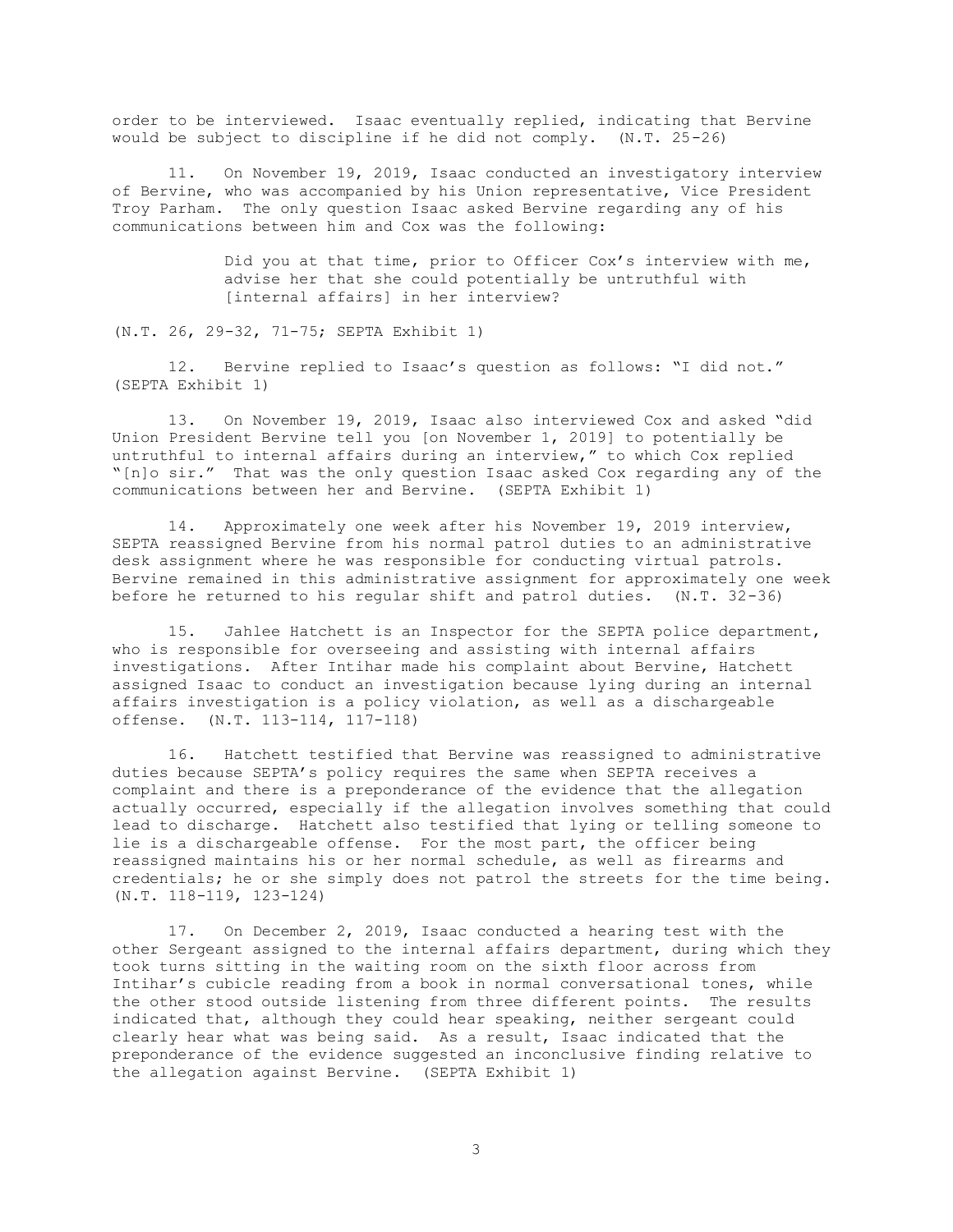order to be interviewed. Isaac eventually replied, indicating that Bervine would be subject to discipline if he did not comply. (N.T. 25-26)

11. On November 19, 2019, Isaac conducted an investigatory interview of Bervine, who was accompanied by his Union representative, Vice President Troy Parham. The only question Isaac asked Bervine regarding any of his communications between him and Cox was the following:

> Did you at that time, prior to Officer Cox's interview with me, advise her that she could potentially be untruthful with [internal affairs] in her interview?

(N.T. 26, 29-32, 71-75; SEPTA Exhibit 1)

12. Bervine replied to Isaac's question as follows: "I did not." (SEPTA Exhibit 1)

13. On November 19, 2019, Isaac also interviewed Cox and asked "did Union President Bervine tell you [on November 1, 2019] to potentially be untruthful to internal affairs during an interview," to which Cox replied "[n]o sir." That was the only question Isaac asked Cox regarding any of the communications between her and Bervine. (SEPTA Exhibit 1)

14. Approximately one week after his November 19, 2019 interview, SEPTA reassigned Bervine from his normal patrol duties to an administrative desk assignment where he was responsible for conducting virtual patrols. Bervine remained in this administrative assignment for approximately one week before he returned to his regular shift and patrol duties. (N.T. 32-36)

15. Jahlee Hatchett is an Inspector for the SEPTA police department, who is responsible for overseeing and assisting with internal affairs investigations. After Intihar made his complaint about Bervine, Hatchett assigned Isaac to conduct an investigation because lying during an internal affairs investigation is a policy violation, as well as a dischargeable offense. (N.T. 113-114, 117-118)

16. Hatchett testified that Bervine was reassigned to administrative duties because SEPTA's policy requires the same when SEPTA receives a complaint and there is a preponderance of the evidence that the allegation actually occurred, especially if the allegation involves something that could lead to discharge. Hatchett also testified that lying or telling someone to lie is a dischargeable offense. For the most part, the officer being reassigned maintains his or her normal schedule, as well as firearms and credentials; he or she simply does not patrol the streets for the time being. (N.T. 118-119, 123-124)

17. On December 2, 2019, Isaac conducted a hearing test with the other Sergeant assigned to the internal affairs department, during which they took turns sitting in the waiting room on the sixth floor across from Intihar's cubicle reading from a book in normal conversational tones, while the other stood outside listening from three different points. The results indicated that, although they could hear speaking, neither sergeant could clearly hear what was being said. As a result, Isaac indicated that the preponderance of the evidence suggested an inconclusive finding relative to the allegation against Bervine. (SEPTA Exhibit 1)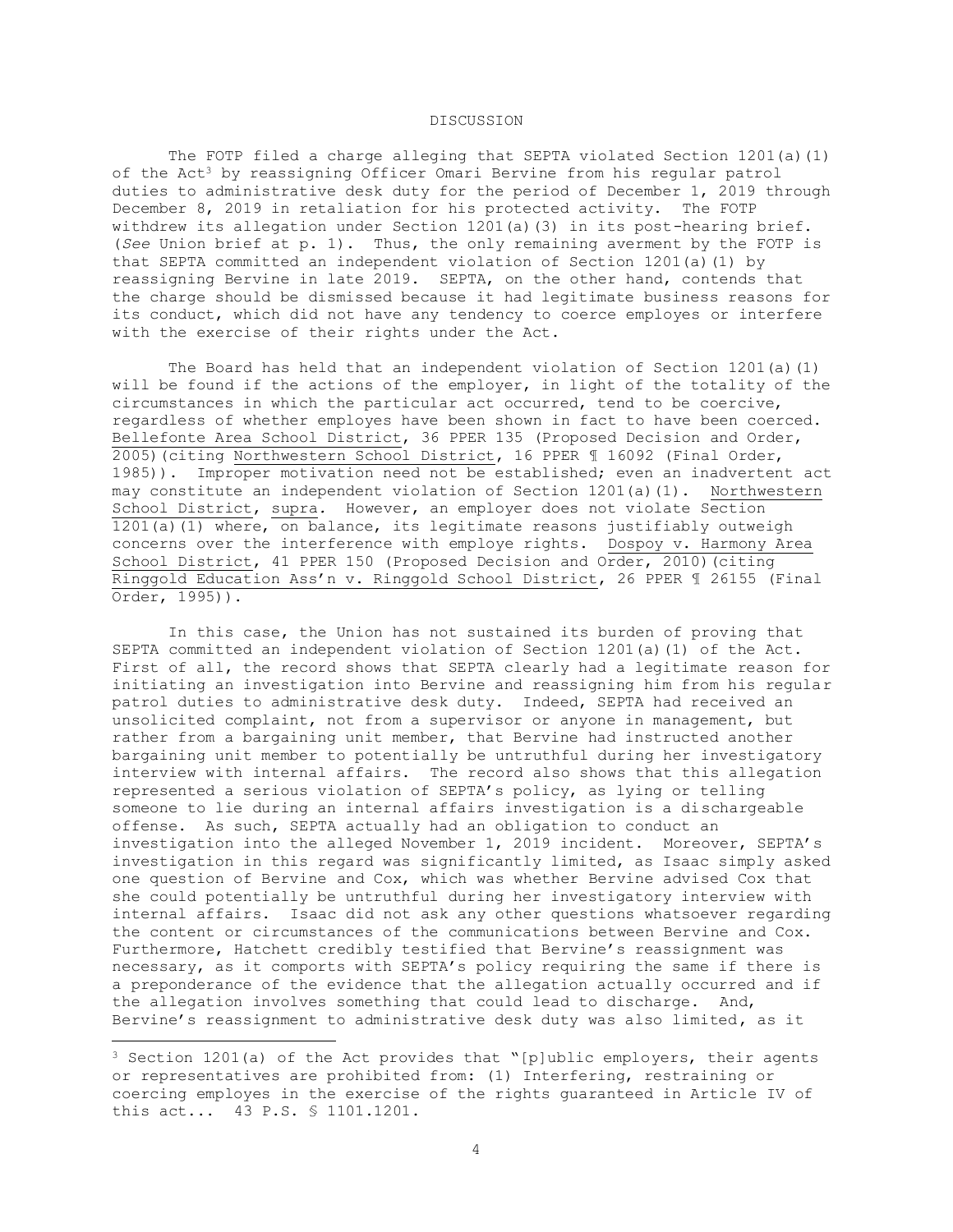## DISCUSSION

The FOTP filed a charge alleging that SEPTA violated Section 1201(a)(1) of the Act[3] by reassigning Officer Omari Bervine from his regular patrol duties to administrative desk duty for the period of December 1, 2019 through December 8, 2019 in retaliation for his protected activity. The FOTP withdrew its allegation under Section 1201(a)(3) in its post-hearing brief. (*See* Union brief at p. 1). Thus, the only remaining averment by the FOTP is that SEPTA committed an independent violation of Section 1201(a)(1) by reassigning Bervine in late 2019. SEPTA, on the other hand, contends that the charge should be dismissed because it had legitimate business reasons for its conduct, which did not have any tendency to coerce employes or interfere with the exercise of their rights under the Act.

The Board has held that an independent violation of Section 1201(a)(1) will be found if the actions of the employer, in light of the totality of the circumstances in which the particular act occurred, tend to be coercive, regardless of whether employes have been shown in fact to have been coerced. Bellefonte Area School District, 36 PPER 135 (Proposed Decision and Order, 2005)(citing Northwestern School District, 16 PPER ¶ 16092 (Final Order, 1985)). Improper motivation need not be established; even an inadvertent act may constitute an independent violation of Section 1201(a)(1). Northwestern School District, supra. However, an employer does not violate Section 1201(a)(1) where, on balance, its legitimate reasons justifiably outweigh concerns over the interference with employe rights. Dospoy v. Harmony Area School District, 41 PPER 150 (Proposed Decision and Order, 2010)(citing Ringgold Education Ass'n v. Ringgold School District, 26 PPER ¶ 26155 (Final Order, 1995)).

In this case, the Union has not sustained its burden of proving that SEPTA committed an independent violation of Section 1201(a)(1) of the Act. First of all, the record shows that SEPTA clearly had a legitimate reason for initiating an investigation into Bervine and reassigning him from his regular patrol duties to administrative desk duty. Indeed, SEPTA had received an unsolicited complaint, not from a supervisor or anyone in management, but rather from a bargaining unit member, that Bervine had instructed another bargaining unit member to potentially be untruthful during her investigatory interview with internal affairs. The record also shows that this allegation represented a serious violation of SEPTA's policy, as lying or telling someone to lie during an internal affairs investigation is a dischargeable offense. As such, SEPTA actually had an obligation to conduct an investigation into the alleged November 1, 2019 incident. Moreover, SEPTA's investigation in this regard was significantly limited, as Isaac simply asked one question of Bervine and Cox, which was whether Bervine advised Cox that she could potentially be untruthful during her investigatory interview with internal affairs. Isaac did not ask any other questions whatsoever regarding the content or circumstances of the communications between Bervine and Cox. Furthermore, Hatchett credibly testified that Bervine's reassignment was necessary, as it comports with SEPTA's policy requiring the same if there is a preponderance of the evidence that the allegation actually occurred and if the allegation involves something that could lead to discharge. And, Bervine's reassignment to administrative desk duty was also limited, as it

---

[3] Section 1201(a) of the Act provides that "[p]ublic employers, their agents or representatives are prohibited from: (1) Interfering, restraining or coercing employes in the exercise of the rights guaranteed in Article IV of this act... 43 P.S. § 1101.1201.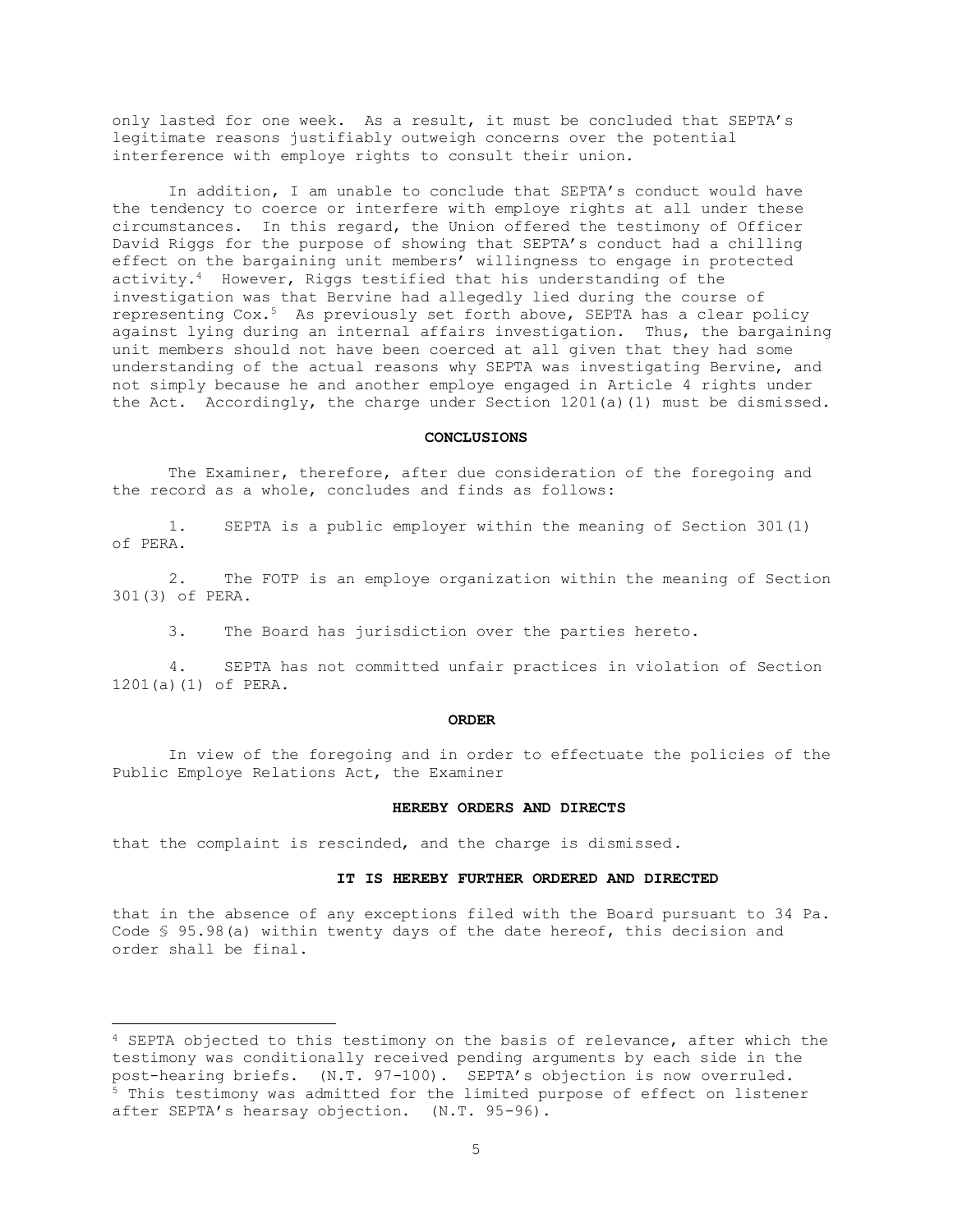only lasted for one week. As a result, it must be concluded that SEPTA's legitimate reasons justifiably outweigh concerns over the potential interference with employe rights to consult their union.

In addition, I am unable to conclude that SEPTA's conduct would have the tendency to coerce or interfere with employe rights at all under these circumstances. In this regard, the Union offered the testimony of Officer David Riggs for the purpose of showing that SEPTA's conduct had a chilling effect on the bargaining unit members' willingness to engage in protected activity.[4] However, Riggs testified that his understanding of the investigation was that Bervine had allegedly lied during the course of representing Cox.[5] As previously set forth above, SEPTA has a clear policy against lying during an internal affairs investigation. Thus, the bargaining unit members should not have been coerced at all given that they had some understanding of the actual reasons why SEPTA was investigating Bervine, and not simply because he and another employe engaged in Article 4 rights under the Act. Accordingly, the charge under Section 1201(a)(1) must be dismissed.

**CONCLUSIONS**

The Examiner, therefore, after due consideration of the foregoing and the record as a whole, concludes and finds as follows:

1. SEPTA is a public employer within the meaning of Section 301(1) of PERA.

2. The FOTP is an employe organization within the meaning of Section 301(3) of PERA.

3. The Board has jurisdiction over the parties hereto.

4. SEPTA has not committed unfair practices in violation of Section 1201(a)(1) of PERA.

**ORDER**

In view of the foregoing and in order to effectuate the policies of the Public Employe Relations Act, the Examiner

**HEREBY ORDERS AND DIRECTS**

that the complaint is rescinded, and the charge is dismissed.

**IT IS HEREBY FURTHER ORDERED AND DIRECTED**

that in the absence of any exceptions filed with the Board pursuant to 34 Pa. Code § 95.98(a) within twenty days of the date hereof, this decision and order shall be final.

---

[4] SEPTA objected to this testimony on the basis of relevance, after which the testimony was conditionally received pending arguments by each side in the post-hearing briefs. (N.T. 97-100). SEPTA's objection is now overruled.

[5] This testimony was admitted for the limited purpose of effect on listener after SEPTA's hearsay objection. (N.T. 95-96).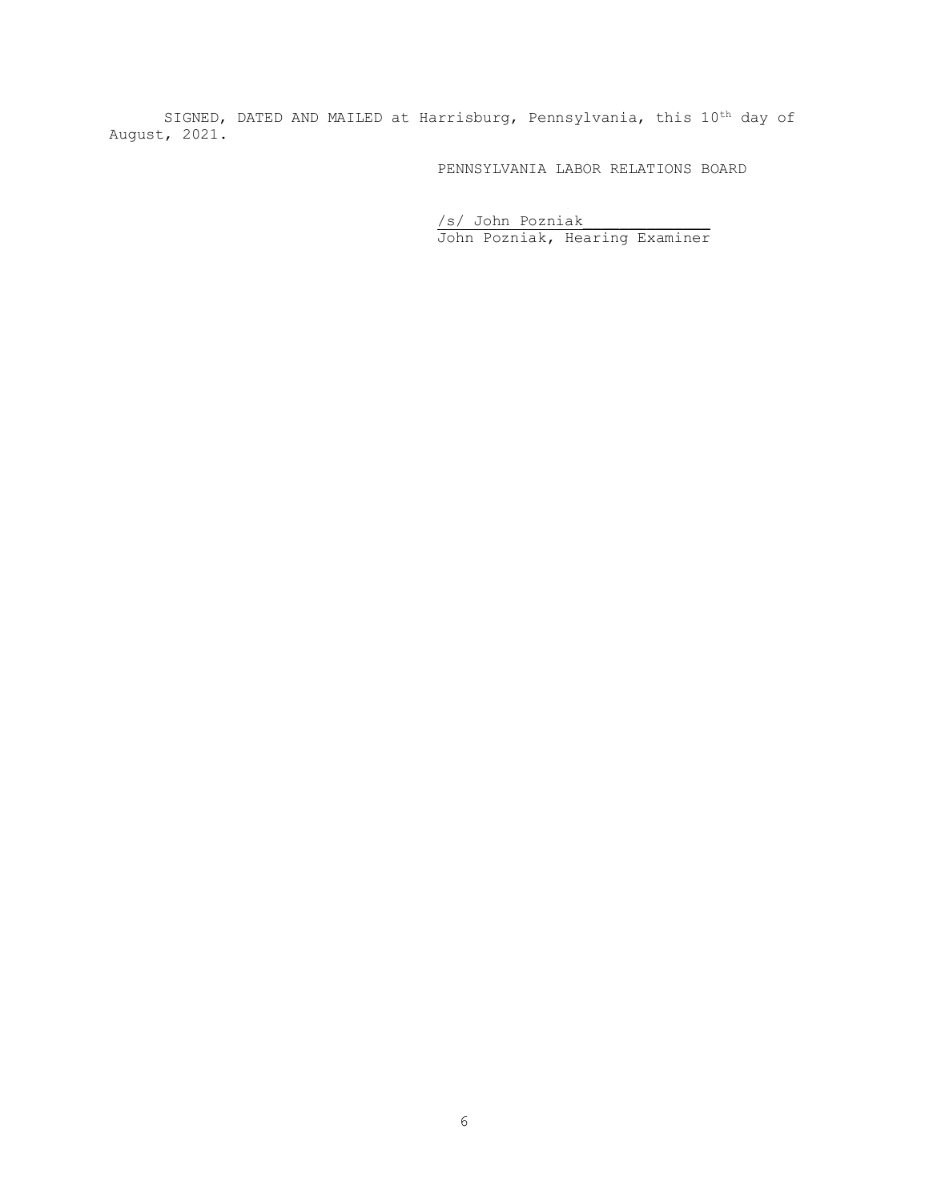SIGNED, DATED AND MAILED at Harrisburg, Pennsylvania, this 10th day of August, 2021.

PENNSYLVANIA LABOR RELATIONS BOARD

/s/ John Pozniak

John Pozniak, Hearing Examiner